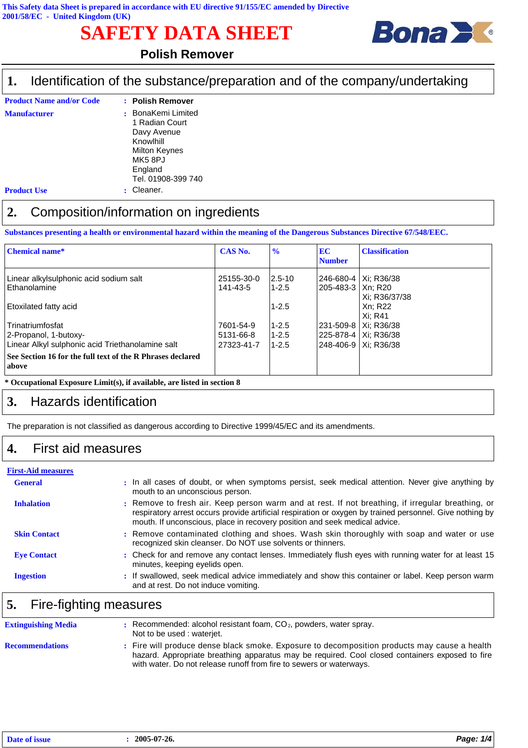This Safety data Sheet is prepared in accordance with EU directive 91/155/EC amended by Directive 2001/58/EC - United Kingdom (UK)

# SAFETY DATA SHEET

## Polish Remover

## 1. Identification of the substance/preparation and of the company/undertaking

**Product Name and/or Code** : **Polish Remover**

**Manufacturer** : BonaKemi Limited
1 Radian Court
Davy Avenue
Knowlhill
Milton Keynes
MK5 8PJ
England
Tel. 01908-399 740

**Product Use** : Cleaner.

## 2. Composition/information on ingredients

**Substances presenting a health or environmental hazard within the meaning of the Dangerous Substances Directive 67/548/EEC.**

| Chemical name* | CAS No. | % | EC Number | Classification |
|---|---|---|---|---|
| Linear alkylsulphonic acid sodium salt | 25155-30-0 | 2.5-10 | 246-680-4 | Xi; R36/38 |
| Ethanolamine | 141-43-5 | 1-2.5 | 205-483-3 | Xn; R20<br>Xi; R36/37/38 |
| Etoxilated fatty acid | | 1-2.5 | | Xn; R22<br>Xi; R41 |
| Trinatriumfosfat | 7601-54-9 | 1-2.5 | 231-509-8 | Xi; R36/38 |
| 2-Propanol, 1-butoxy- | 5131-66-8 | 1-2.5 | 225-878-4 | Xi; R36/38 |
| Linear Alkyl sulphonic acid Triethanolamine salt | 27323-41-7 | 1-2.5 | 248-406-9 | Xi; R36/38 |
| **See Section 16 for the full text of the R Phrases declared above** | | | | |

**\* Occupational Exposure Limit(s), if available, are listed in section 8**

## 3. Hazards identification

The preparation is not classified as dangerous according to Directive 1999/45/EC and its amendments.

## 4. First aid measures

**First-Aid measures**

**General** : In all cases of doubt, or when symptoms persist, seek medical attention. Never give anything by mouth to an unconscious person.

**Inhalation** : Remove to fresh air. Keep person warm and at rest. If not breathing, if irregular breathing, or respiratory arrest occurs provide artificial respiration or oxygen by trained personnel. Give nothing by mouth. If unconscious, place in recovery position and seek medical advice.

**Skin Contact** : Remove contaminated clothing and shoes. Wash skin thoroughly with soap and water or use recognized skin cleanser. Do NOT use solvents or thinners.

**Eye Contact** : Check for and remove any contact lenses. Immediately flush eyes with running water for at least 15 minutes, keeping eyelids open.

**Ingestion** : If swallowed, seek medical advice immediately and show this container or label. Keep person warm and at rest. Do not induce vomiting.

## 5. Fire-fighting measures

**Extinguishing Media** : Recommended: alcohol resistant foam, $CO_2$, powders, water spray.
Not to be used : waterjet.

**Recommendations** : Fire will produce dense black smoke. Exposure to decomposition products may cause a health hazard. Appropriate breathing apparatus may be required. Cool closed containers exposed to fire with water. Do not release runoff from fire to sewers or waterways.

**Date of issue** : **2005-07-26.**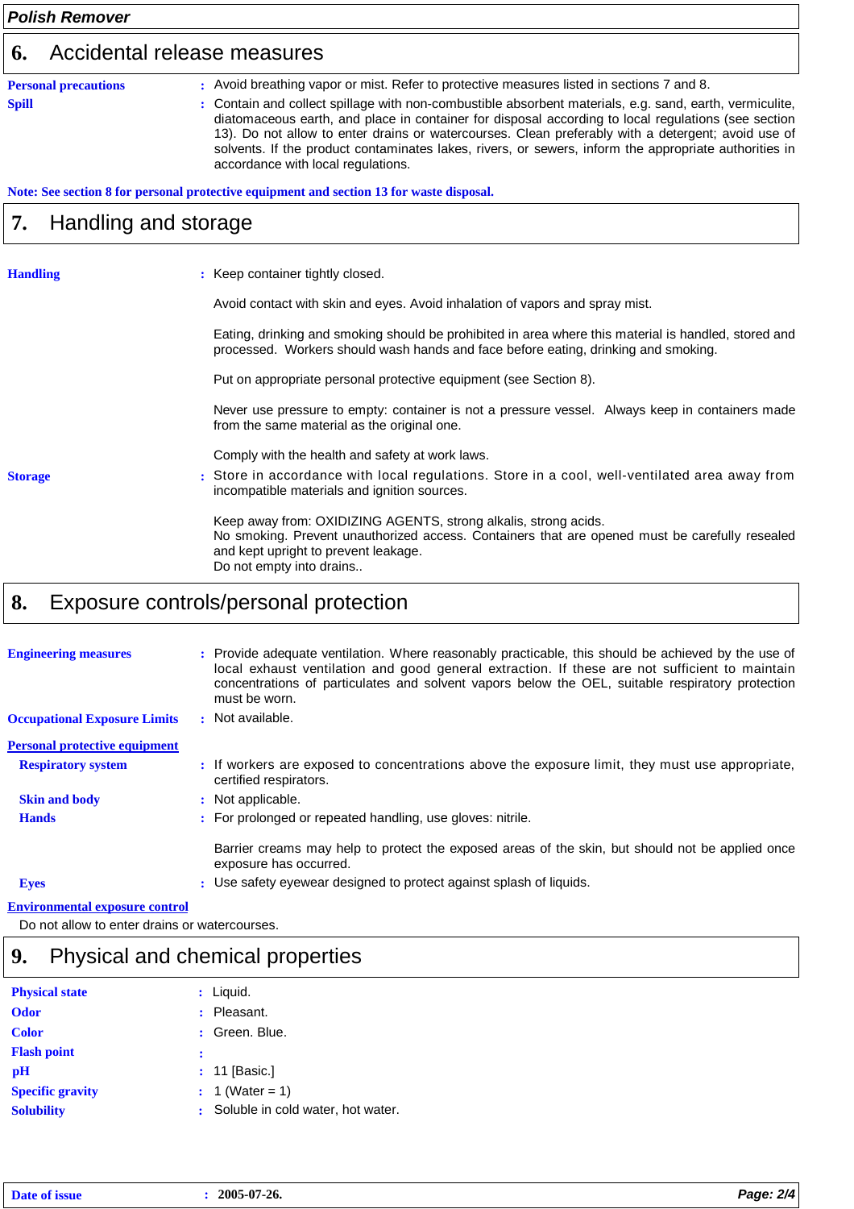## 6. Accidental release measures

**Personal precautions** : Avoid breathing vapor or mist. Refer to protective measures listed in sections 7 and 8.

**Spill** : Contain and collect spillage with non-combustible absorbent materials, e.g. sand, earth, vermiculite, diatomaceous earth, and place in container for disposal according to local regulations (see section 13). Do not allow to enter drains or watercourses. Clean preferably with a detergent; avoid use of solvents. If the product contaminates lakes, rivers, or sewers, inform the appropriate authorities in accordance with local regulations.

**Note: See section 8 for personal protective equipment and section 13 for waste disposal.**

## 7. Handling and storage

**Handling** : Keep container tightly closed.

Avoid contact with skin and eyes. Avoid inhalation of vapors and spray mist.

Eating, drinking and smoking should be prohibited in area where this material is handled, stored and processed. Workers should wash hands and face before eating, drinking and smoking.

Put on appropriate personal protective equipment (see Section 8).

Never use pressure to empty: container is not a pressure vessel. Always keep in containers made from the same material as the original one.

Comply with the health and safety at work laws.

**Storage** : Store in accordance with local regulations. Store in a cool, well-ventilated area away from incompatible materials and ignition sources.

Keep away from: OXIDIZING AGENTS, strong alkalis, strong acids.
No smoking. Prevent unauthorized access. Containers that are opened must be carefully resealed and kept upright to prevent leakage.
Do not empty into drains..

## 8. Exposure controls/personal protection

**Engineering measures** : Provide adequate ventilation. Where reasonably practicable, this should be achieved by the use of local exhaust ventilation and good general extraction. If these are not sufficient to maintain concentrations of particulates and solvent vapors below the OEL, suitable respiratory protection must be worn.

**Occupational Exposure Limits** : Not available.

**Personal protective equipment**

**Respiratory system** : If workers are exposed to concentrations above the exposure limit, they must use appropriate, certified respirators.

**Skin and body** : Not applicable.

**Hands** : For prolonged or repeated handling, use gloves: nitrile.

Barrier creams may help to protect the exposed areas of the skin, but should not be applied once exposure has occurred.

**Eyes** : Use safety eyewear designed to protect against splash of liquids.

**Environmental exposure control**

Do not allow to enter drains or watercourses.

## 9. Physical and chemical properties

**Physical state** : Liquid.

**Odor** : Pleasant.

**Color** : Green. Blue.

**Flash point** :

**pH** : 11 [Basic.]

**Specific gravity** : 1 (Water = 1)

**Solubility** : Soluble in cold water, hot water.

**Date of issue** : 2005-07-26.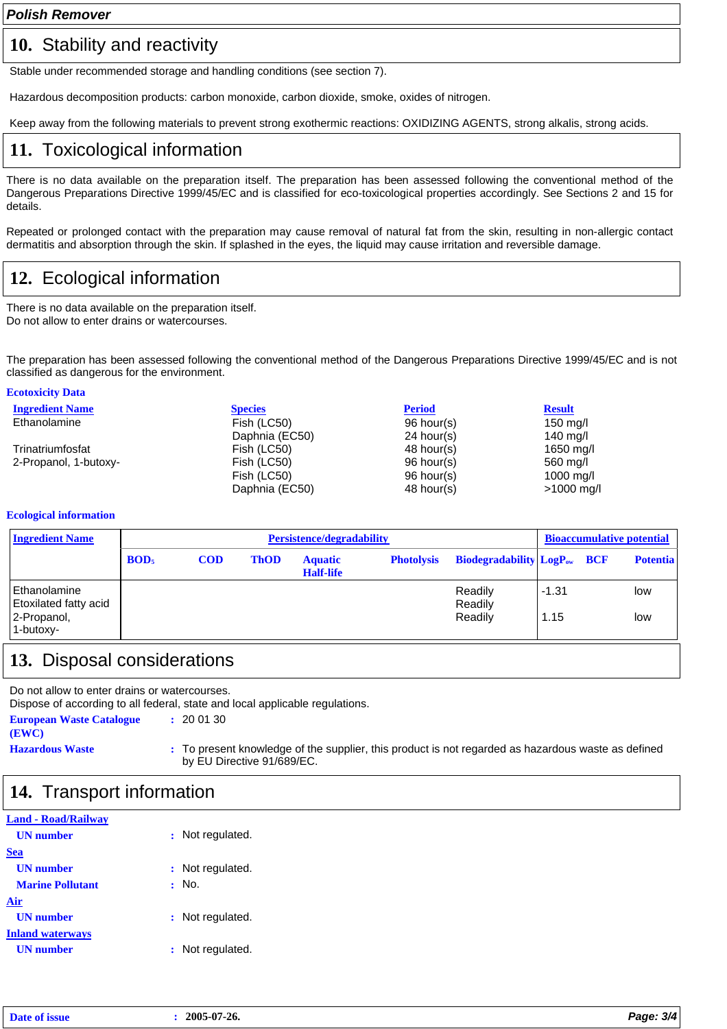## 10. Stability and reactivity

Stable under recommended storage and handling conditions (see section 7).

Hazardous decomposition products: carbon monoxide, carbon dioxide, smoke, oxides of nitrogen.

Keep away from the following materials to prevent strong exothermic reactions: OXIDIZING AGENTS, strong alkalis, strong acids.

## 11. Toxicological information

There is no data available on the preparation itself. The preparation has been assessed following the conventional method of the Dangerous Preparations Directive 1999/45/EC and is classified for eco-toxicological properties accordingly. See Sections 2 and 15 for details.

Repeated or prolonged contact with the preparation may cause removal of natural fat from the skin, resulting in non-allergic contact dermatitis and absorption through the skin. If splashed in the eyes, the liquid may cause irritation and reversible damage.

## 12. Ecological information

There is no data available on the preparation itself.
Do not allow to enter drains or watercourses.

The preparation has been assessed following the conventional method of the Dangerous Preparations Directive 1999/45/EC and is not classified as dangerous for the environment.

**Ecotoxicity Data**

| Ingredient Name | Species | Period | Result |
|---|---|---|---|
| Ethanolamine | Fish (LC50) | 96 hour(s) | 150 mg/l |
| | Daphnia (EC50) | 24 hour(s) | 140 mg/l |
| Trinatriumfosfat | Fish (LC50) | 48 hour(s) | 1650 mg/l |
| 2-Propanol, 1-butoxy- | Fish (LC50) | 96 hour(s) | 560 mg/l |
| | Fish (LC50) | 96 hour(s) | 1000 mg/l |
| | Daphnia (EC50) | 48 hour(s) | >1000 mg/l |

**Ecological information**

| Ingredient Name | Persistence/degradability | | | | | | Bioaccumulative potential | | |
|---|---|---|---|---|---|---|---|---|---|
| | $BOD_5$ | COD | ThOD | Aquatic Half-life | Photolysis | Biodegradability | $LogP_{ow}$ | BCF | Potential |
| Ethanolamine | | | | | | Readily | -1.31 | | low |
| Etoxilated fatty acid | | | | | | Readily | | | |
| 2-Propanol, 1-butoxy- | | | | | | Readily | 1.15 | | low |

## 13. Disposal considerations

Do not allow to enter drains or watercourses.
Dispose of according to all federal, state and local applicable regulations.

**European Waste Catalogue (EWC)** : 20 01 30

**Hazardous Waste** : To present knowledge of the supplier, this product is not regarded as hazardous waste as defined by EU Directive 91/689/EC.

## 14. Transport information

**Land - Road/Railway**

**UN number** : Not regulated.

**Sea**

**UN number** : Not regulated.

**Marine Pollutant** : No.

**Air**

**UN number** : Not regulated.

**Inland waterways**

**UN number** : Not regulated.

**Date of issue** : **2005-07-26.**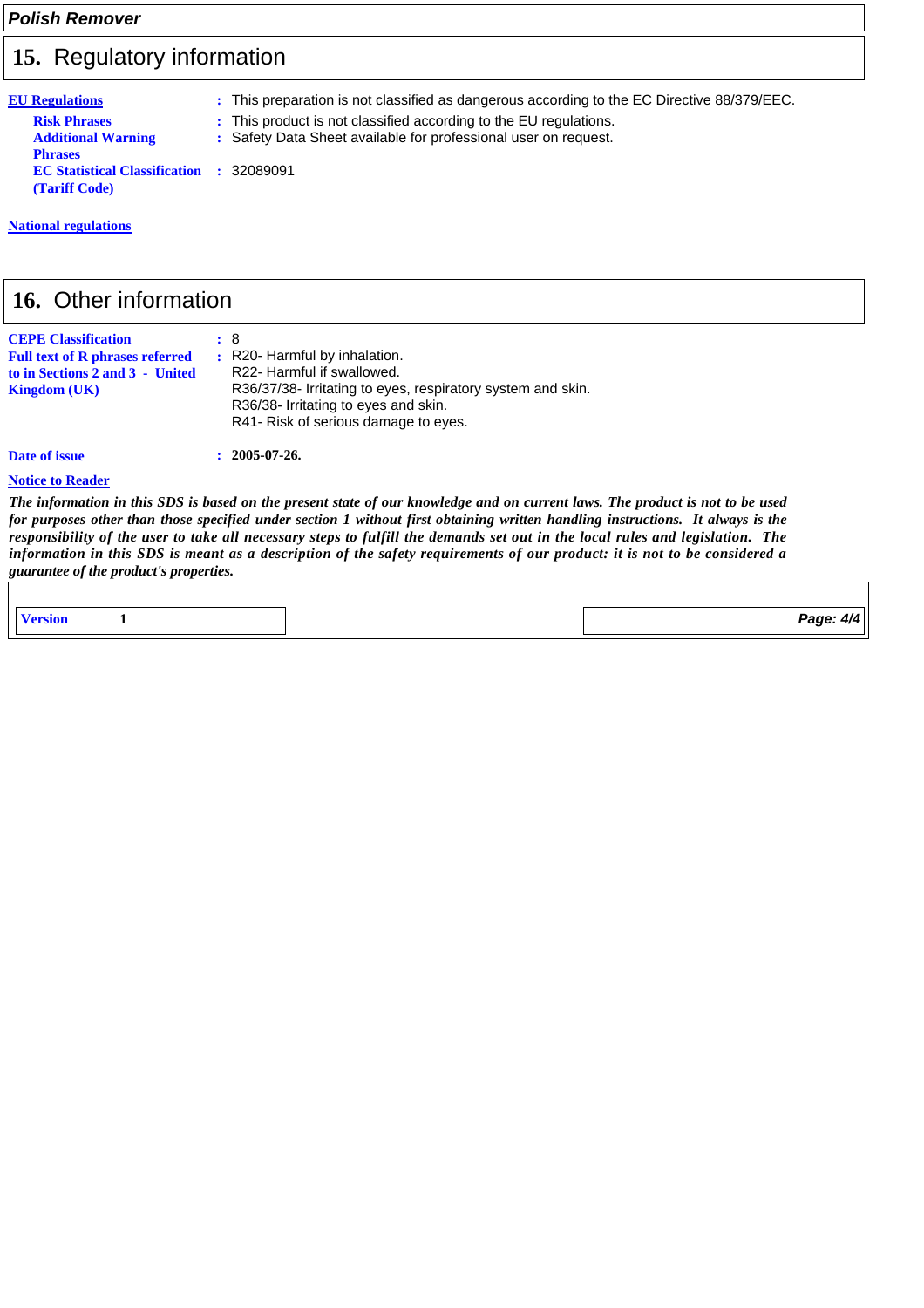## 15. Regulatory information

**EU Regulations** : This preparation is not classified as dangerous according to the EC Directive 88/379/EEC.

**Risk Phrases** : This product is not classified according to the EU regulations.

**Additional Warning Phrases** : Safety Data Sheet available for professional user on request.

**EC Statistical Classification (Tariff Code)** : 32089091

**National regulations**

## 16. Other information

**CEPE Classification** : 8

**Full text of R phrases referred to in Sections 2 and 3 - United Kingdom (UK)** :
R20- Harmful by inhalation.
R22- Harmful if swallowed.
R36/37/38- Irritating to eyes, respiratory system and skin.
R36/38- Irritating to eyes and skin.
R41- Risk of serious damage to eyes.

**Date of issue** : **2005-07-26.**

**Notice to Reader**

***The information in this SDS is based on the present state of our knowledge and on current laws. The product is not to be used for purposes other than those specified under section 1 without first obtaining written handling instructions. It always is the responsibility of the user to take all necessary steps to fulfill the demands set out in the local rules and legislation. The information in this SDS is meant as a description of the safety requirements of our product: it is not to be considered a guarantee of the product's properties.***

**Version** **1**